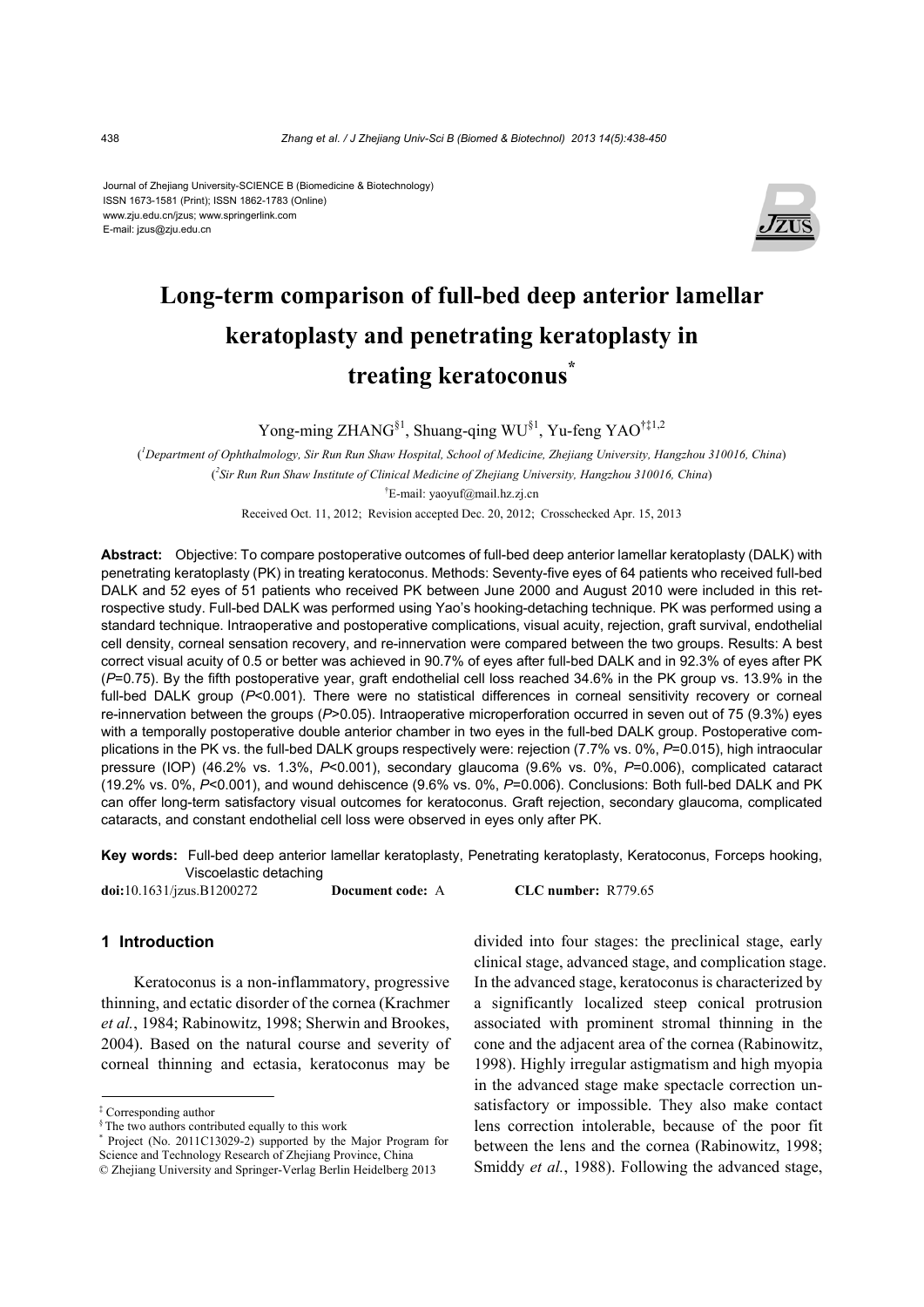Journal of Zhejiang University-SCIENCE B (Biomedicine & Biotechnology)
ISSN 1673-1581 (Print); ISSN 1862-1783 (Online)
www.zju.edu.cn/jzus; www.springerlink.com
E-mail: jzus@zju.edu.cn

# Long-term comparison of full-bed deep anterior lamellar keratoplasty and penetrating keratoplasty in treating keratoconus*

Yong-ming ZHANG[§1], Shuang-qing WU[§1], Yu-feng YAO[†‡1,2]

([1]Department of Ophthalmology, Sir Run Run Shaw Hospital, School of Medicine, Zhejiang University, Hangzhou 310016, China)

([2]Sir Run Run Shaw Institute of Clinical Medicine of Zhejiang University, Hangzhou 310016, China)

[†]E-mail: yaoyuf@mail.hz.zj.cn

Received Oct. 11, 2012; Revision accepted Dec. 20, 2012; Crosschecked Apr. 15, 2013

**Abstract:** Objective: To compare postoperative outcomes of full-bed deep anterior lamellar keratoplasty (DALK) with penetrating keratoplasty (PK) in treating keratoconus. Methods: Seventy-five eyes of 64 patients who received full-bed DALK and 52 eyes of 51 patients who received PK between June 2000 and August 2010 were included in this retrospective study. Full-bed DALK was performed using Yao's hooking-detaching technique. PK was performed using a standard technique. Intraoperative and postoperative complications, visual acuity, rejection, graft survival, endothelial cell density, corneal sensation recovery, and re-innervation were compared between the two groups. Results: A best correct visual acuity of 0.5 or better was achieved in 90.7% of eyes after full-bed DALK and in 92.3% of eyes after PK ($P$=0.75). By the fifth postoperative year, graft endothelial cell loss reached 34.6% in the PK group vs. 13.9% in the full-bed DALK group ($P$<0.001). There were no statistical differences in corneal sensitivity recovery or corneal re-innervation between the groups ($P$>0.05). Intraoperative microperforation occurred in seven out of 75 (9.3%) eyes with a temporally postoperative double anterior chamber in two eyes in the full-bed DALK group. Postoperative complications in the PK vs. the full-bed DALK groups respectively were: rejection (7.7% vs. 0%, $P$=0.015), high intraocular pressure (IOP) (46.2% vs. 1.3%, $P$<0.001), secondary glaucoma (9.6% vs. 0%, $P$=0.006), complicated cataract (19.2% vs. 0%, $P$<0.001), and wound dehiscence (9.6% vs. 0%, $P$=0.006). Conclusions: Both full-bed DALK and PK can offer long-term satisfactory visual outcomes for keratoconus. Graft rejection, secondary glaucoma, complicated cataracts, and constant endothelial cell loss were observed in eyes only after PK.

**Key words:** Full-bed deep anterior lamellar keratoplasty, Penetrating keratoplasty, Keratoconus, Forceps hooking, Viscoelastic detaching

**doi:**10.1631/jzus.B1200272 **Document code:** A **CLC number:** R779.65

## 1 Introduction

Keratoconus is a non-inflammatory, progressive thinning, and ectatic disorder of the cornea (Krachmer *et al.*, 1984; Rabinowitz, 1998; Sherwin and Brookes, 2004). Based on the natural course and severity of corneal thinning and ectasia, keratoconus may be divided into four stages: the preclinical stage, early clinical stage, advanced stage, and complication stage. In the advanced stage, keratoconus is characterized by a significantly localized steep conical protrusion associated with prominent stromal thinning in the cone and the adjacent area of the cornea (Rabinowitz, 1998). Highly irregular astigmatism and high myopia in the advanced stage make spectacle correction unsatisfactory or impossible. They also make contact lens correction intolerable, because of the poor fit between the lens and the cornea (Rabinowitz, 1998; Smiddy *et al.*, 1988). Following the advanced stage,

---

‡ Corresponding author

§ The two authors contributed equally to this work

\* Project (No. 2011C13029-2) supported by the Major Program for Science and Technology Research of Zhejiang Province, China

© Zhejiang University and Springer-Verlag Berlin Heidelberg 2013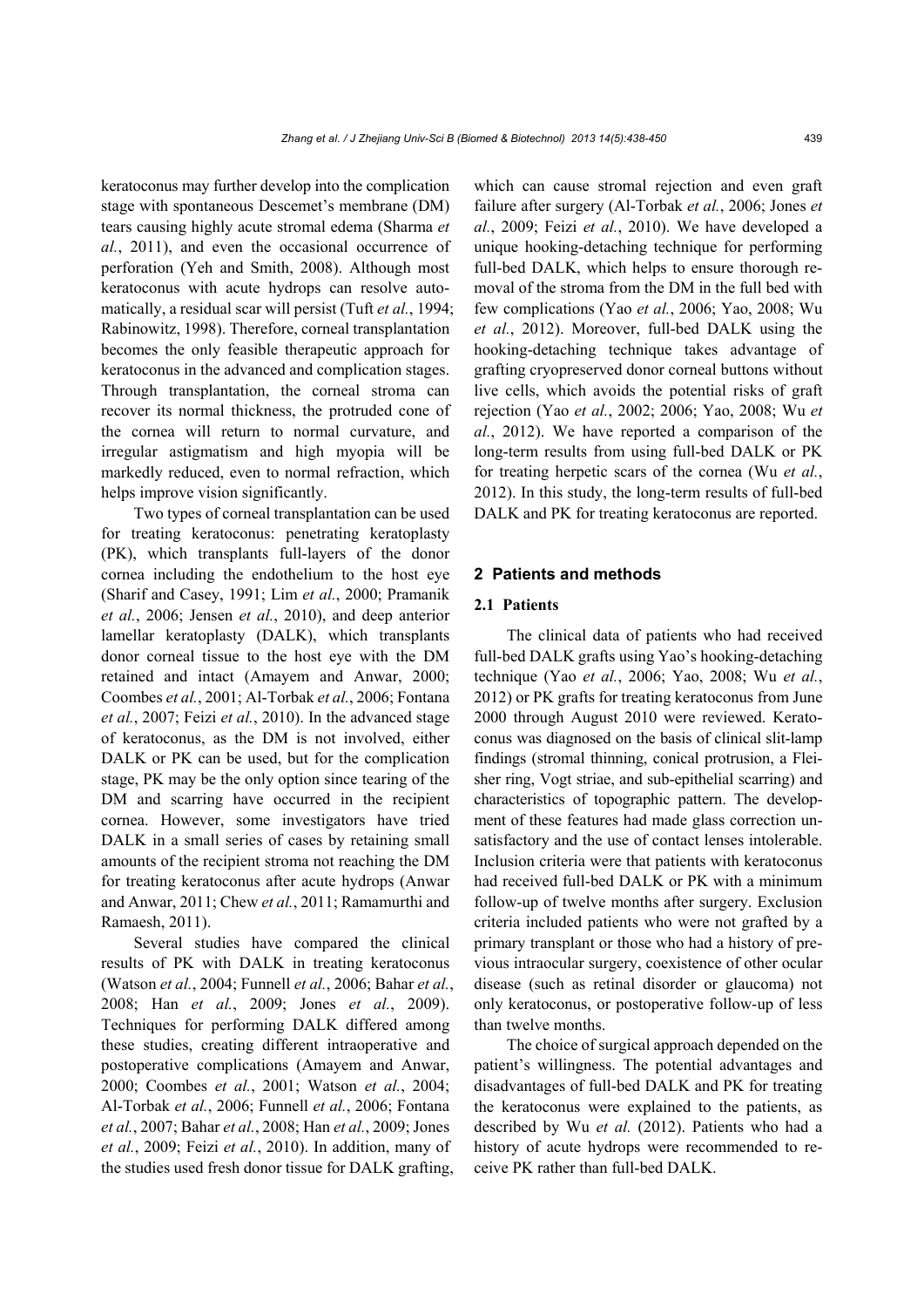keratoconus may further develop into the complication stage with spontaneous Descemet's membrane (DM) tears causing highly acute stromal edema (Sharma *et al.*, 2011), and even the occasional occurrence of perforation (Yeh and Smith, 2008). Although most keratoconus with acute hydrops can resolve automatically, a residual scar will persist (Tuft *et al.*, 1994; Rabinowitz, 1998). Therefore, corneal transplantation becomes the only feasible therapeutic approach for keratoconus in the advanced and complication stages. Through transplantation, the corneal stroma can recover its normal thickness, the protruded cone of the cornea will return to normal curvature, and irregular astigmatism and high myopia will be markedly reduced, even to normal refraction, which helps improve vision significantly.

Two types of corneal transplantation can be used for treating keratoconus: penetrating keratoplasty (PK), which transplants full-layers of the donor cornea including the endothelium to the host eye (Sharif and Casey, 1991; Lim *et al.*, 2000; Pramanik *et al.*, 2006; Jensen *et al.*, 2010), and deep anterior lamellar keratoplasty (DALK), which transplants donor corneal tissue to the host eye with the DM retained and intact (Amayem and Anwar, 2000; Coombes *et al.*, 2001; Al-Torbak *et al.*, 2006; Fontana *et al.*, 2007; Feizi *et al.*, 2010). In the advanced stage of keratoconus, as the DM is not involved, either DALK or PK can be used, but for the complication stage, PK may be the only option since tearing of the DM and scarring have occurred in the recipient cornea. However, some investigators have tried DALK in a small series of cases by retaining small amounts of the recipient stroma not reaching the DM for treating keratoconus after acute hydrops (Anwar and Anwar, 2011; Chew *et al.*, 2011; Ramamurthi and Ramaesh, 2011).

Several studies have compared the clinical results of PK with DALK in treating keratoconus (Watson *et al.*, 2004; Funnell *et al.*, 2006; Bahar *et al.*, 2008; Han *et al.*, 2009; Jones *et al.*, 2009). Techniques for performing DALK differed among these studies, creating different intraoperative and postoperative complications (Amayem and Anwar, 2000; Coombes *et al.*, 2001; Watson *et al.*, 2004; Al-Torbak *et al.*, 2006; Funnell *et al.*, 2006; Fontana *et al.*, 2007; Bahar *et al.*, 2008; Han *et al.*, 2009; Jones *et al.*, 2009; Feizi *et al.*, 2010). In addition, many of the studies used fresh donor tissue for DALK grafting, which can cause stromal rejection and even graft failure after surgery (Al-Torbak *et al.*, 2006; Jones *et al.*, 2009; Feizi *et al.*, 2010). We have developed a unique hooking-detaching technique for performing full-bed DALK, which helps to ensure thorough removal of the stroma from the DM in the full bed with few complications (Yao *et al.*, 2006; Yao, 2008; Wu *et al.*, 2012). Moreover, full-bed DALK using the hooking-detaching technique takes advantage of grafting cryopreserved donor corneal buttons without live cells, which avoids the potential risks of graft rejection (Yao *et al.*, 2002; 2006; Yao, 2008; Wu *et al.*, 2012). We have reported a comparison of the long-term results from using full-bed DALK or PK for treating herpetic scars of the cornea (Wu *et al.*, 2012). In this study, the long-term results of full-bed DALK and PK for treating keratoconus are reported.

## 2 Patients and methods

### 2.1 Patients

The clinical data of patients who had received full-bed DALK grafts using Yao's hooking-detaching technique (Yao *et al.*, 2006; Yao, 2008; Wu *et al.*, 2012) or PK grafts for treating keratoconus from June 2000 through August 2010 were reviewed. Keratoconus was diagnosed on the basis of clinical slit-lamp findings (stromal thinning, conical protrusion, a Fleisher ring, Vogt striae, and sub-epithelial scarring) and characteristics of topographic pattern. The development of these features had made glass correction unsatisfactory and the use of contact lenses intolerable. Inclusion criteria were that patients with keratoconus had received full-bed DALK or PK with a minimum follow-up of twelve months after surgery. Exclusion criteria included patients who were not grafted by a primary transplant or those who had a history of previous intraocular surgery, coexistence of other ocular disease (such as retinal disorder or glaucoma) not only keratoconus, or postoperative follow-up of less than twelve months.

The choice of surgical approach depended on the patient's willingness. The potential advantages and disadvantages of full-bed DALK and PK for treating the keratoconus were explained to the patients, as described by Wu *et al.* (2012). Patients who had a history of acute hydrops were recommended to receive PK rather than full-bed DALK.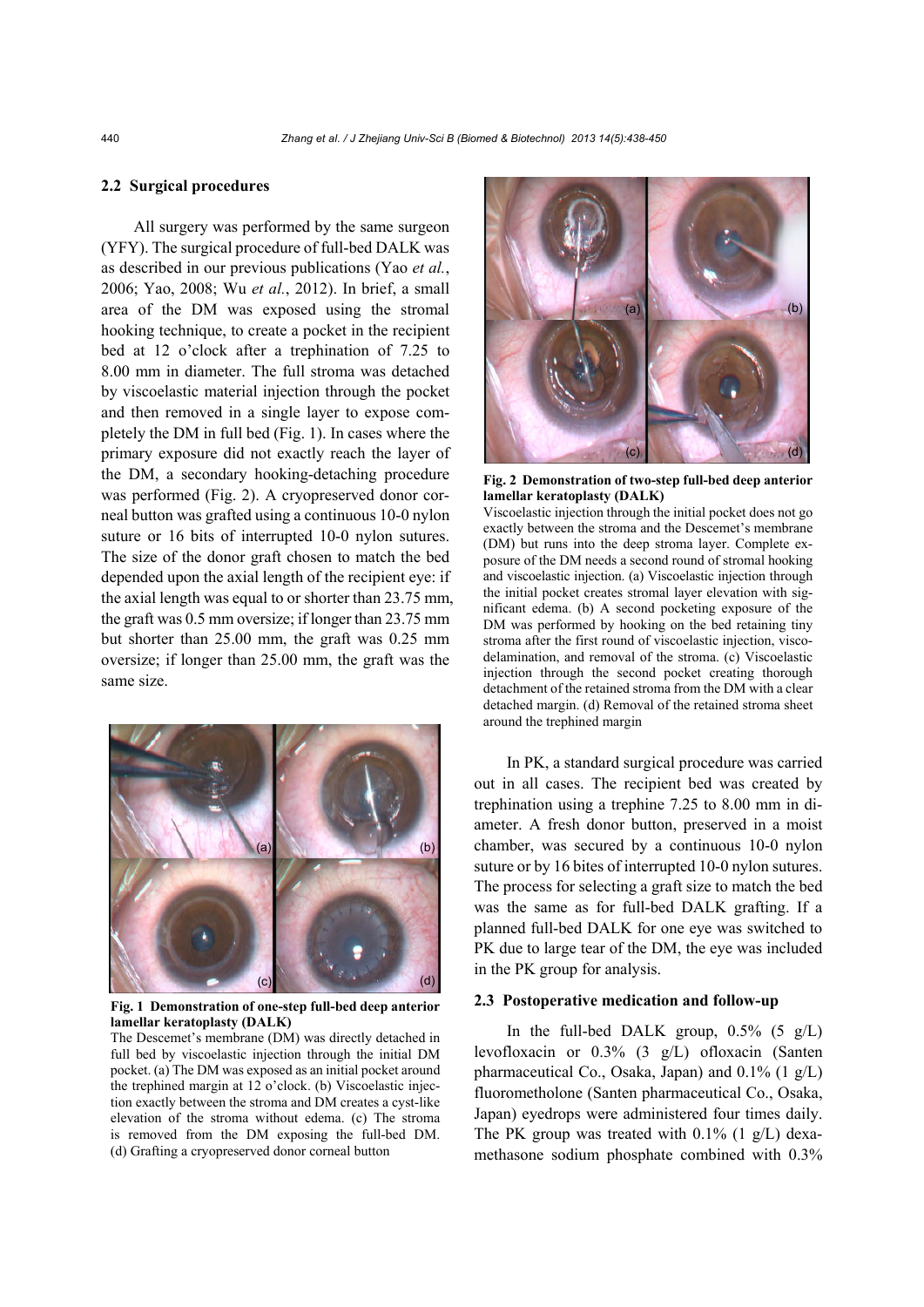### 2.2 Surgical procedures

All surgery was performed by the same surgeon (YFY). The surgical procedure of full-bed DALK was as described in our previous publications (Yao *et al.*, 2006; Yao, 2008; Wu *et al.*, 2012). In brief, a small area of the DM was exposed using the stromal hooking technique, to create a pocket in the recipient bed at 12 o'clock after a trephination of 7.25 to 8.00 mm in diameter. The full stroma was detached by viscoelastic material injection through the pocket and then removed in a single layer to expose completely the DM in full bed (Fig. 1). In cases where the primary exposure did not exactly reach the layer of the DM, a secondary hooking-detaching procedure was performed (Fig. 2). A cryopreserved donor corneal button was grafted using a continuous 10-0 nylon suture or 16 bits of interrupted 10-0 nylon sutures. The size of the donor graft chosen to match the bed depended upon the axial length of the recipient eye: if the axial length was equal to or shorter than 23.75 mm, the graft was 0.5 mm oversize; if longer than 23.75 mm but shorter than 25.00 mm, the graft was 0.25 mm oversize; if longer than 25.00 mm, the graft was the same size.

**Fig. 1 Demonstration of one-step full-bed deep anterior lamellar keratoplasty (DALK)**

The Descemet's membrane (DM) was directly detached in full bed by viscoelastic injection through the initial DM pocket. (a) The DM was exposed as an initial pocket around the trephined margin at 12 o'clock. (b) Viscoelastic injection exactly between the stroma and DM creates a cyst-like elevation of the stroma without edema. (c) The stroma is removed from the DM exposing the full-bed DM. (d) Grafting a cryopreserved donor corneal button

**Fig. 2 Demonstration of two-step full-bed deep anterior lamellar keratoplasty (DALK)**

Viscoelastic injection through the initial pocket does not go exactly between the stroma and the Descemet's membrane (DM) but runs into the deep stroma layer. Complete exposure of the DM needs a second round of stromal hooking and viscoelastic injection. (a) Viscoelastic injection through the initial pocket creates stromal layer elevation with significant edema. (b) A second pocketing exposure of the DM was performed by hooking on the bed retaining tiny stroma after the first round of viscoelastic injection, viscodelamination, and removal of the stroma. (c) Viscoelastic injection through the second pocket creating thorough detachment of the retained stroma from the DM with a clear detached margin. (d) Removal of the retained stroma sheet around the trephined margin

In PK, a standard surgical procedure was carried out in all cases. The recipient bed was created by trephination using a trephine 7.25 to 8.00 mm in diameter. A fresh donor button, preserved in a moist chamber, was secured by a continuous 10-0 nylon suture or by 16 bites of interrupted 10-0 nylon sutures. The process for selecting a graft size to match the bed was the same as for full-bed DALK grafting. If a planned full-bed DALK for one eye was switched to PK due to large tear of the DM, the eye was included in the PK group for analysis.

### 2.3 Postoperative medication and follow-up

In the full-bed DALK group, 0.5% (5 g/L) levofloxacin or 0.3% (3 g/L) ofloxacin (Santen pharmaceutical Co., Osaka, Japan) and 0.1% (1 g/L) fluorometholone (Santen pharmaceutical Co., Osaka, Japan) eyedrops were administered four times daily. The PK group was treated with 0.1% (1 g/L) dexamethasone sodium phosphate combined with 0.3%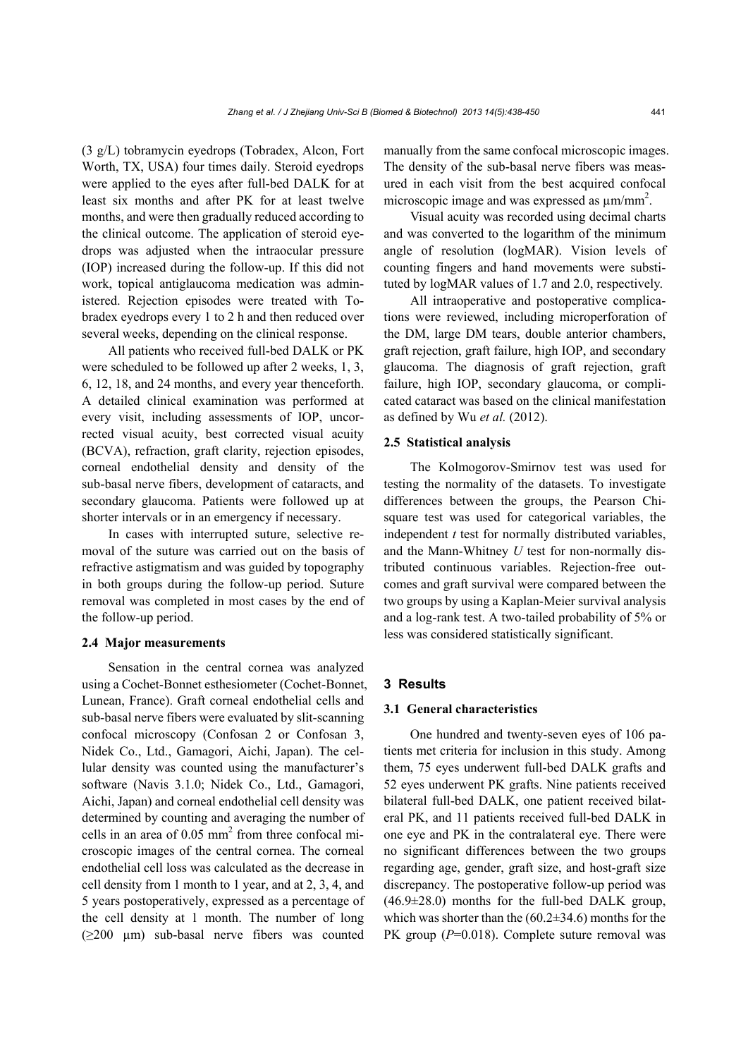(3 g/L) tobramycin eyedrops (Tobradex, Alcon, Fort Worth, TX, USA) four times daily. Steroid eyedrops were applied to the eyes after full-bed DALK for at least six months and after PK for at least twelve months, and were then gradually reduced according to the clinical outcome. The application of steroid eyedrops was adjusted when the intraocular pressure (IOP) increased during the follow-up. If this did not work, topical antiglaucoma medication was administered. Rejection episodes were treated with Tobradex eyedrops every 1 to 2 h and then reduced over several weeks, depending on the clinical response.

All patients who received full-bed DALK or PK were scheduled to be followed up after 2 weeks, 1, 3, 6, 12, 18, and 24 months, and every year thenceforth. A detailed clinical examination was performed at every visit, including assessments of IOP, uncorrected visual acuity, best corrected visual acuity (BCVA), refraction, graft clarity, rejection episodes, corneal endothelial density and density of the sub-basal nerve fibers, development of cataracts, and secondary glaucoma. Patients were followed up at shorter intervals or in an emergency if necessary.

In cases with interrupted suture, selective removal of the suture was carried out on the basis of refractive astigmatism and was guided by topography in both groups during the follow-up period. Suture removal was completed in most cases by the end of the follow-up period.

### 2.4 Major measurements

Sensation in the central cornea was analyzed using a Cochet-Bonnet esthesiometer (Cochet-Bonnet, Lunean, France). Graft corneal endothelial cells and sub-basal nerve fibers were evaluated by slit-scanning confocal microscopy (Confosan 2 or Confosan 3, Nidek Co., Ltd., Gamagori, Aichi, Japan). The cellular density was counted using the manufacturer's software (Navis 3.1.0; Nidek Co., Ltd., Gamagori, Aichi, Japan) and corneal endothelial cell density was determined by counting and averaging the number of cells in an area of 0.05 mm$^2$ from three confocal microscopic images of the central cornea. The corneal endothelial cell loss was calculated as the decrease in cell density from 1 month to 1 year, and at 2, 3, 4, and 5 years postoperatively, expressed as a percentage of the cell density at 1 month. The number of long (≥200 μm) sub-basal nerve fibers was counted manually from the same confocal microscopic images. The density of the sub-basal nerve fibers was measured in each visit from the best acquired confocal microscopic image and was expressed as μm/mm$^2$.

Visual acuity was recorded using decimal charts and was converted to the logarithm of the minimum angle of resolution (logMAR). Vision levels of counting fingers and hand movements were substituted by logMAR values of 1.7 and 2.0, respectively.

All intraoperative and postoperative complications were reviewed, including microperforation of the DM, large DM tears, double anterior chambers, graft rejection, graft failure, high IOP, and secondary glaucoma. The diagnosis of graft rejection, graft failure, high IOP, secondary glaucoma, or complicated cataract was based on the clinical manifestation as defined by Wu *et al.* (2012).

### 2.5 Statistical analysis

The Kolmogorov-Smirnov test was used for testing the normality of the datasets. To investigate differences between the groups, the Pearson Chi-square test was used for categorical variables, the independent *t* test for normally distributed variables, and the Mann-Whitney *U* test for non-normally distributed continuous variables. Rejection-free outcomes and graft survival were compared between the two groups by using a Kaplan-Meier survival analysis and a log-rank test. A two-tailed probability of 5% or less was considered statistically significant.

## 3 Results

### 3.1 General characteristics

One hundred and twenty-seven eyes of 106 patients met criteria for inclusion in this study. Among them, 75 eyes underwent full-bed DALK grafts and 52 eyes underwent PK grafts. Nine patients received bilateral full-bed DALK, one patient received bilateral PK, and 11 patients received full-bed DALK in one eye and PK in the contralateral eye. There were no significant differences between the two groups regarding age, gender, graft size, and host-graft size discrepancy. The postoperative follow-up period was (46.9±28.0) months for the full-bed DALK group, which was shorter than the (60.2±34.6) months for the PK group ($P$=0.018). Complete suture removal was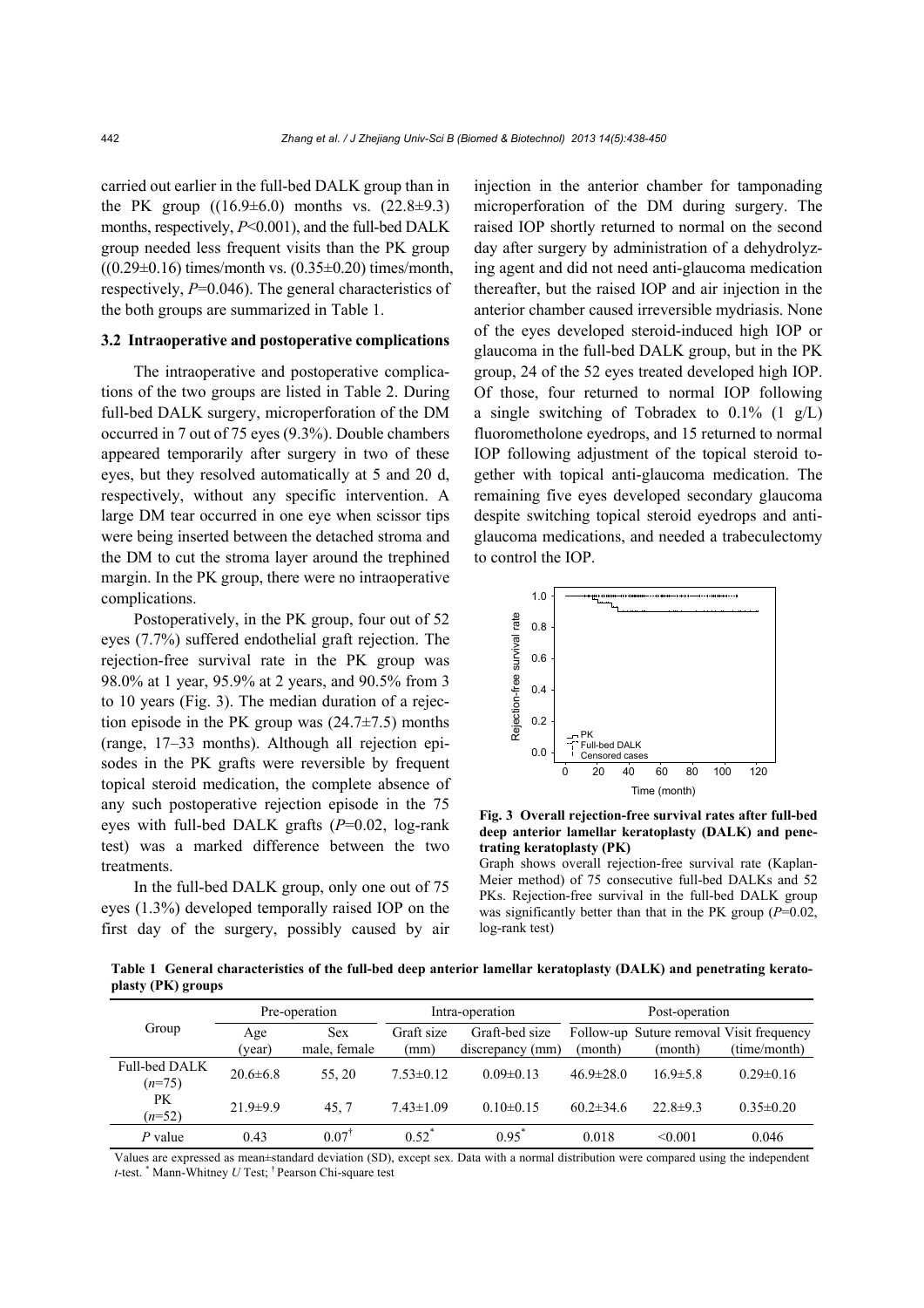carried out earlier in the full-bed DALK group than in the PK group ((16.9±6.0) months vs. (22.8±9.3) months, respectively, $P<0.001$), and the full-bed DALK group needed less frequent visits than the PK group ((0.29±0.16) times/month vs. (0.35±0.20) times/month, respectively, $P=0.046$). The general characteristics of the both groups are summarized in Table 1.

### 3.2 Intraoperative and postoperative complications

The intraoperative and postoperative complications of the two groups are listed in Table 2. During full-bed DALK surgery, microperforation of the DM occurred in 7 out of 75 eyes (9.3%). Double chambers appeared temporarily after surgery in two of these eyes, but they resolved automatically at 5 and 20 d, respectively, without any specific intervention. A large DM tear occurred in one eye when scissor tips were being inserted between the detached stroma and the DM to cut the stroma layer around the trephined margin. In the PK group, there were no intraoperative complications.

Postoperatively, in the PK group, four out of 52 eyes (7.7%) suffered endothelial graft rejection. The rejection-free survival rate in the PK group was 98.0% at 1 year, 95.9% at 2 years, and 90.5% from 3 to 10 years (Fig. 3). The median duration of a rejection episode in the PK group was (24.7±7.5) months (range, 17–33 months). Although all rejection episodes in the PK grafts were reversible by frequent topical steroid medication, the complete absence of any such postoperative rejection episode in the 75 eyes with full-bed DALK grafts ($P=0.02$, log-rank test) was a marked difference between the two treatments.

In the full-bed DALK group, only one out of 75 eyes (1.3%) developed temporally raised IOP on the first day of the surgery, possibly caused by air injection in the anterior chamber for tamponading microperforation of the DM during surgery. The raised IOP shortly returned to normal on the second day after surgery by administration of a dehydrolyzing agent and did not need anti-glaucoma medication thereafter, but the raised IOP and air injection in the anterior chamber caused irreversible mydriasis. None of the eyes developed steroid-induced high IOP or glaucoma in the full-bed DALK group, but in the PK group, 24 of the 52 eyes treated developed high IOP. Of those, four returned to normal IOP following a single switching of Tobradex to 0.1% (1 g/L) fluorometholone eyedrops, and 15 returned to normal IOP following adjustment of the topical steroid together with topical anti-glaucoma medication. The remaining five eyes developed secondary glaucoma despite switching topical steroid eyedrops and anti-glaucoma medications, and needed a trabeculectomy to control the IOP.

**Fig. 3 Overall rejection-free survival rates after full-bed deep anterior lamellar keratoplasty (DALK) and penetrating keratoplasty (PK)**

Graph shows overall rejection-free survival rate (Kaplan-Meier method) of 75 consecutive full-bed DALKs and 52 PKs. Rejection-free survival in the full-bed DALK group was significantly better than that in the PK group ($P=0.02$, log-rank test)

**Table 1 General characteristics of the full-bed deep anterior lamellar keratoplasty (DALK) and penetrating keratoplasty (PK) groups**

| Group | Pre-operation | | Intra-operation | | Post-operation | | |
|---|---|---|---|---|---|---|---|
| | Age (year) | Sex male, female | Graft size (mm) | Graft-bed size discrepancy (mm) | Follow-up (month) | Suture removal (month) | Visit frequency (time/month) |
| Full-bed DALK ($n$=75) | 20.6±6.8 | 55, 20 | 7.53±0.12 | 0.09±0.13 | 46.9±28.0 | 16.9±5.8 | 0.29±0.16 |
| PK ($n$=52) | 21.9±9.9 | 45, 7 | 7.43±1.09 | 0.10±0.15 | 60.2±34.6 | 22.8±9.3 | 0.35±0.20 |
| $P$ value | 0.43 | 0.07[†] | 0.52[*] | 0.95[*] | 0.018 | <0.001 | 0.046 |

Values are expressed as mean±standard deviation (SD), except sex. Data with a normal distribution were compared using the independent $t$-test. [*] Mann-Whitney $U$ Test; [†] Pearson Chi-square test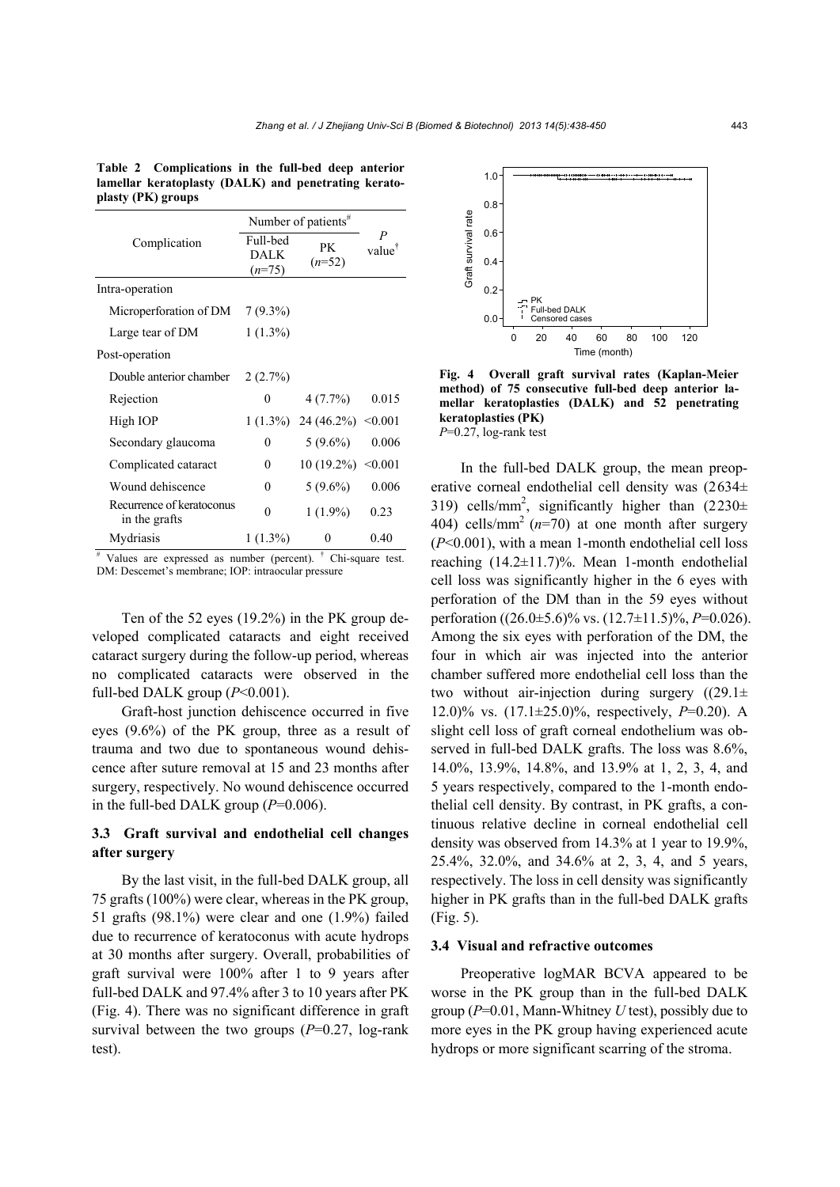**Table 2 Complications in the full-bed deep anterior lamellar keratoplasty (DALK) and penetrating keratoplasty (PK) groups**

| Complication | Number of patients[#] | | $P$ value[†] |
|---|---|---|---|
| | Full-bed DALK ($n$=75) | PK ($n$=52) | |
| Intra-operation | | | |
| Microperforation of DM | 7 (9.3%) | | |
| Large tear of DM | 1 (1.3%) | | |
| Post-operation | | | |
| Double anterior chamber | 2 (2.7%) | | |
| Rejection | 0 | 4 (7.7%) | 0.015 |
| High IOP | 1 (1.3%) | 24 (46.2%) | <0.001 |
| Secondary glaucoma | 0 | 5 (9.6%) | 0.006 |
| Complicated cataract | 0 | 10 (19.2%) | <0.001 |
| Wound dehiscence | 0 | 5 (9.6%) | 0.006 |
| Recurrence of keratoconus in the grafts | 0 | 1 (1.9%) | 0.23 |
| Mydriasis | 1 (1.3%) | 0 | 0.40 |

[#] Values are expressed as number (percent). [†] Chi-square test. DM: Descemet's membrane; IOP: intraocular pressure

Ten of the 52 eyes (19.2%) in the PK group developed complicated cataracts and eight received cataract surgery during the follow-up period, whereas no complicated cataracts were observed in the full-bed DALK group ($P$<0.001).

Graft-host junction dehiscence occurred in five eyes (9.6%) of the PK group, three as a result of trauma and two due to spontaneous wound dehiscence after suture removal at 15 and 23 months after surgery, respectively. No wound dehiscence occurred in the full-bed DALK group ($P$=0.006).

### 3.3 Graft survival and endothelial cell changes after surgery

By the last visit, in the full-bed DALK group, all 75 grafts (100%) were clear, whereas in the PK group, 51 grafts (98.1%) were clear and one (1.9%) failed due to recurrence of keratoconus with acute hydrops at 30 months after surgery. Overall, probabilities of graft survival were 100% after 1 to 9 years after full-bed DALK and 97.4% after 3 to 10 years after PK (Fig. 4). There was no significant difference in graft survival between the two groups ($P$=0.27, log-rank test).

**Fig. 4 Overall graft survival rates (Kaplan-Meier method) of 75 consecutive full-bed deep anterior lamellar keratoplasties (DALK) and 52 penetrating keratoplasties (PK)**
$P$=0.27, log-rank test

In the full-bed DALK group, the mean preoperative corneal endothelial cell density was (2634±319) cells/mm$^2$, significantly higher than (2230±404) cells/mm$^2$ ($n$=70) at one month after surgery ($P$<0.001), with a mean 1-month endothelial cell loss reaching (14.2±11.7)%. Mean 1-month endothelial cell loss was significantly higher in the 6 eyes with perforation of the DM than in the 59 eyes without perforation ((26.0±5.6)% vs. (12.7±11.5)%, $P$=0.026). Among the six eyes with perforation of the DM, the four in which air was injected into the anterior chamber suffered more endothelial cell loss than the two without air-injection during surgery ((29.1±12.0)% vs. (17.1±25.0)%, respectively, $P$=0.20). A slight cell loss of graft corneal endothelium was observed in full-bed DALK grafts. The loss was 8.6%, 14.0%, 13.9%, 14.8%, and 13.9% at 1, 2, 3, 4, and 5 years respectively, compared to the 1-month endothelial cell density. By contrast, in PK grafts, a continuous relative decline in corneal endothelial cell density was observed from 14.3% at 1 year to 19.9%, 25.4%, 32.0%, and 34.6% at 2, 3, 4, and 5 years, respectively. The loss in cell density was significantly higher in PK grafts than in the full-bed DALK grafts (Fig. 5).

### 3.4 Visual and refractive outcomes

Preoperative logMAR BCVA appeared to be worse in the PK group than in the full-bed DALK group ($P$=0.01, Mann-Whitney $U$ test), possibly due to more eyes in the PK group having experienced acute hydrops or more significant scarring of the stroma.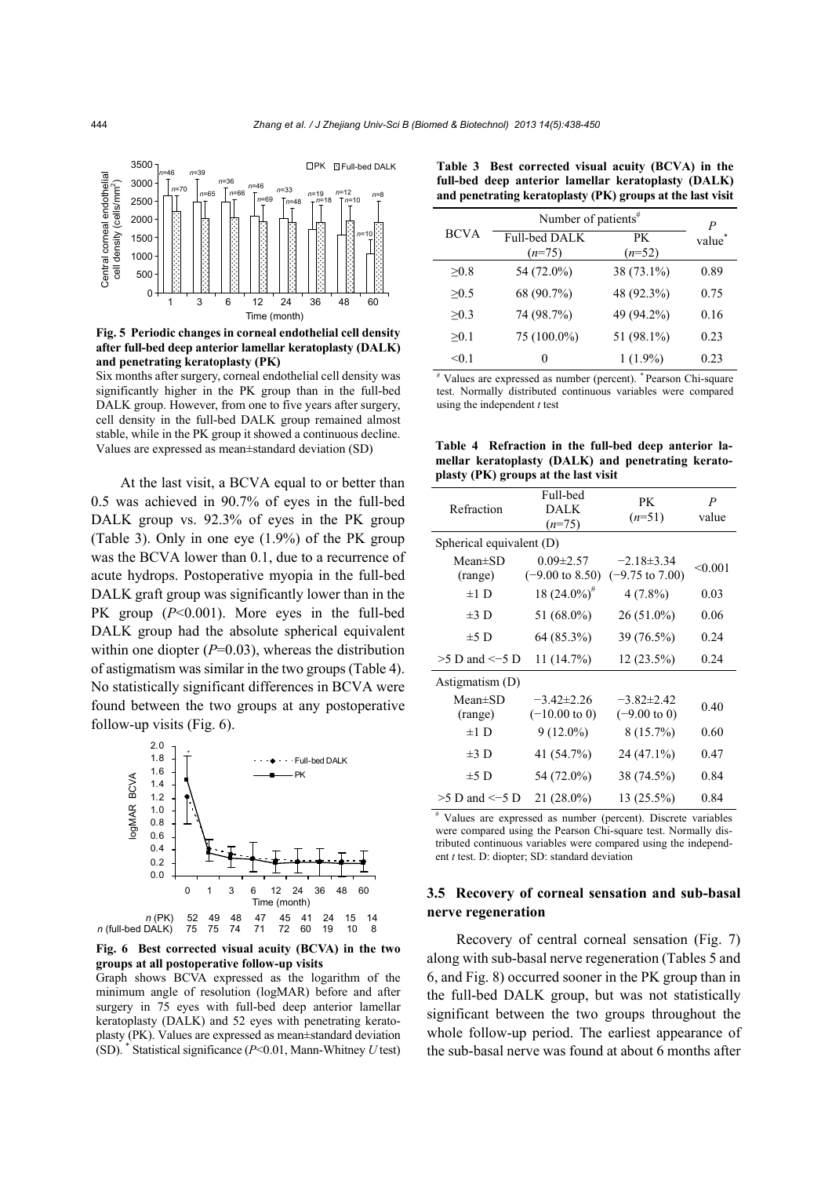**Fig. 5 Periodic changes in corneal endothelial cell density after full-bed deep anterior lamellar keratoplasty (DALK) and penetrating keratoplasty (PK)**

Six months after surgery, corneal endothelial cell density was significantly higher in the PK group than in the full-bed DALK group. However, from one to five years after surgery, cell density in the full-bed DALK group remained almost stable, while in the PK group it showed a continuous decline. Values are expressed as mean±standard deviation (SD)

At the last visit, a BCVA equal to or better than 0.5 was achieved in 90.7% of eyes in the full-bed DALK group vs. 92.3% of eyes in the PK group (Table 3). Only in one eye (1.9%) of the PK group was the BCVA lower than 0.1, due to a recurrence of acute hydrops. Postoperative myopia in the full-bed DALK graft group was significantly lower than in the PK group ($P<0.001$). More eyes in the full-bed DALK group had the absolute spherical equivalent within one diopter ($P=0.03$), whereas the distribution of astigmatism was similar in the two groups (Table 4). No statistically significant differences in BCVA were found between the two groups at any postoperative follow-up visits (Fig. 6).

**Fig. 6 Best corrected visual acuity (BCVA) in the two groups at all postoperative follow-up visits**

Graph shows BCVA expressed as the logarithm of the minimum angle of resolution (logMAR) before and after surgery in 75 eyes with full-bed deep anterior lamellar keratoplasty (DALK) and 52 eyes with penetrating keratoplasty (PK). Values are expressed as mean±standard deviation (SD). * Statistical significance ($P<0.01$, Mann-Whitney $U$ test)

**Table 3 Best corrected visual acuity (BCVA) in the full-bed deep anterior lamellar keratoplasty (DALK) and penetrating keratoplasty (PK) groups at the last visit**

| BCVA | Number of patients# | | $P$ value* |
|---|---|---|---|
| | Full-bed DALK ($n$=75) | PK ($n$=52) | |
| ≥0.8 | 54 (72.0%) | 38 (73.1%) | 0.89 |
| ≥0.5 | 68 (90.7%) | 48 (92.3%) | 0.75 |
| ≥0.3 | 74 (98.7%) | 49 (94.2%) | 0.16 |
| ≥0.1 | 75 (100.0%) | 51 (98.1%) | 0.23 |
| <0.1 | 0 | 1 (1.9%) | 0.23 |

# Values are expressed as number (percent). * Pearson Chi-square test. Normally distributed continuous variables were compared using the independent $t$ test

**Table 4 Refraction in the full-bed deep anterior lamellar keratoplasty (DALK) and penetrating keratoplasty (PK) groups at the last visit**

| Refraction | Full-bed DALK ($n$=75) | PK ($n$=51) | $P$ value |
|---|---|---|---|
| Spherical equivalent (D) | | | |
| Mean±SD (range) | 0.09±2.57 (−9.00 to 8.50) | −2.18±3.34 (−9.75 to 7.00) | <0.001 |
| ±1 D | 18 (24.0%)# | 4 (7.8%) | 0.03 |
| ±3 D | 51 (68.0%) | 26 (51.0%) | 0.06 |
| ±5 D | 64 (85.3%) | 39 (76.5%) | 0.24 |
| >5 D and <−5 D | 11 (14.7%) | 12 (23.5%) | 0.24 |
| Astigmatism (D) | | | |
| Mean±SD (range) | −3.42±2.26 (−10.00 to 0) | −3.82±2.42 (−9.00 to 0) | 0.40 |
| ±1 D | 9 (12.0%) | 8 (15.7%) | 0.60 |
| ±3 D | 41 (54.7%) | 24 (47.1%) | 0.47 |
| ±5 D | 54 (72.0%) | 38 (74.5%) | 0.84 |
| >5 D and <−5 D | 21 (28.0%) | 13 (25.5%) | 0.84 |

# Values are expressed as number (percent). Discrete variables were compared using the Pearson Chi-square test. Normally distributed continuous variables were compared using the independent $t$ test. D: diopter; SD: standard deviation

### 3.5 Recovery of corneal sensation and sub-basal nerve regeneration

Recovery of central corneal sensation (Fig. 7) along with sub-basal nerve regeneration (Tables 5 and 6, and Fig. 8) occurred sooner in the PK group than in the full-bed DALK group, but was not statistically significant between the two groups throughout the whole follow-up period. The earliest appearance of the sub-basal nerve was found at about 6 months after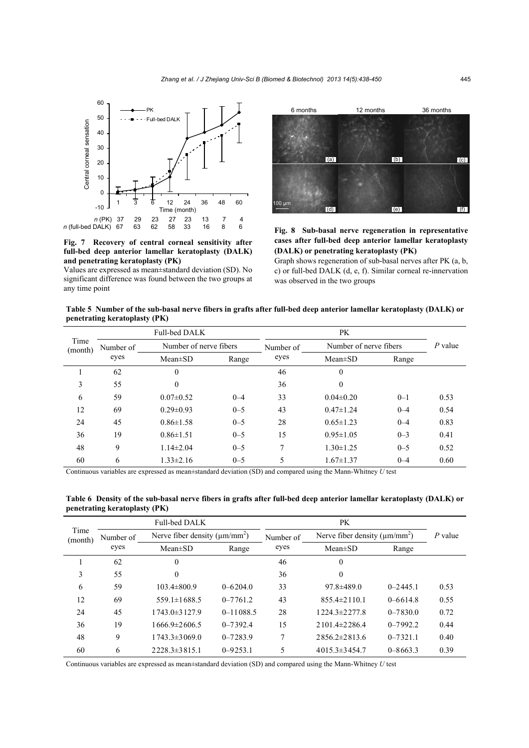**Fig. 7 Recovery of central corneal sensitivity after full-bed deep anterior lamellar keratoplasty (DALK) and penetrating keratoplasty (PK)**

Values are expressed as mean±standard deviation (SD). No significant difference was found between the two groups at any time point

**Fig. 8 Sub-basal nerve regeneration in representative cases after full-bed deep anterior lamellar keratoplasty (DALK) or penetrating keratoplasty (PK)**

Graph shows regeneration of sub-basal nerves after PK (a, b, c) or full-bed DALK (d, e, f). Similar corneal re-innervation was observed in the two groups

**Table 5 Number of the sub-basal nerve fibers in grafts after full-bed deep anterior lamellar keratoplasty (DALK) or penetrating keratoplasty (PK)**

| Time (month) | Full-bed DALK | | | PK | | | *P* value |
|---|---|---|---|---|---|---|---|
| | Number of eyes | Number of nerve fibers | | Number of eyes | Number of nerve fibers | | |
| | | Mean±SD | Range | | Mean±SD | Range | |
| 1 | 62 | 0 | | 46 | 0 | | |
| 3 | 55 | 0 | | 36 | 0 | | |
| 6 | 59 | 0.07±0.52 | 0–4 | 33 | 0.04±0.20 | 0–1 | 0.53 |
| 12 | 69 | 0.29±0.93 | 0–5 | 43 | 0.47±1.24 | 0–4 | 0.54 |
| 24 | 45 | 0.86±1.58 | 0–5 | 28 | 0.65±1.23 | 0–4 | 0.83 |
| 36 | 19 | 0.86±1.51 | 0–5 | 15 | 0.95±1.05 | 0–3 | 0.41 |
| 48 | 9 | 1.14±2.04 | 0–5 | 7 | 1.30±1.25 | 0–5 | 0.52 |
| 60 | 6 | 1.33±2.16 | 0–5 | 5 | 1.67±1.37 | 0–4 | 0.60 |

Continuous variables are expressed as mean±standard deviation (SD) and compared using the Mann-Whitney *U* test

**Table 6 Density of the sub-basal nerve fibers in grafts after full-bed deep anterior lamellar keratoplasty (DALK) or penetrating keratoplasty (PK)**

| Time (month) | Full-bed DALK | | | PK | | | *P* value |
|---|---|---|---|---|---|---|---|
| | Number of eyes | Nerve fiber density (μm/mm$^2$) | | Number of eyes | Nerve fiber density (μm/mm$^2$) | | |
| | | Mean±SD | Range | | Mean±SD | Range | |
| 1 | 62 | 0 | | 46 | 0 | | |
| 3 | 55 | 0 | | 36 | 0 | | |
| 6 | 59 | 103.4±800.9 | 0–6204.0 | 33 | 97.8±489.0 | 0–2445.1 | 0.53 |
| 12 | 69 | 559.1±1688.5 | 0–7761.2 | 43 | 855.4±2110.1 | 0–6614.8 | 0.55 |
| 24 | 45 | 1743.0±3127.9 | 0–11088.5 | 28 | 1224.3±2277.8 | 0–7830.0 | 0.72 |
| 36 | 19 | 1666.9±2606.5 | 0–7392.4 | 15 | 2101.4±2286.4 | 0–7992.2 | 0.44 |
| 48 | 9 | 1743.3±3069.0 | 0–7283.9 | 7 | 2856.2±2813.6 | 0–7321.1 | 0.40 |
| 60 | 6 | 2228.3±3815.1 | 0–9253.1 | 5 | 4015.3±3454.7 | 0–8663.3 | 0.39 |

Continuous variables are expressed as mean±standard deviation (SD) and compared using the Mann-Whitney *U* test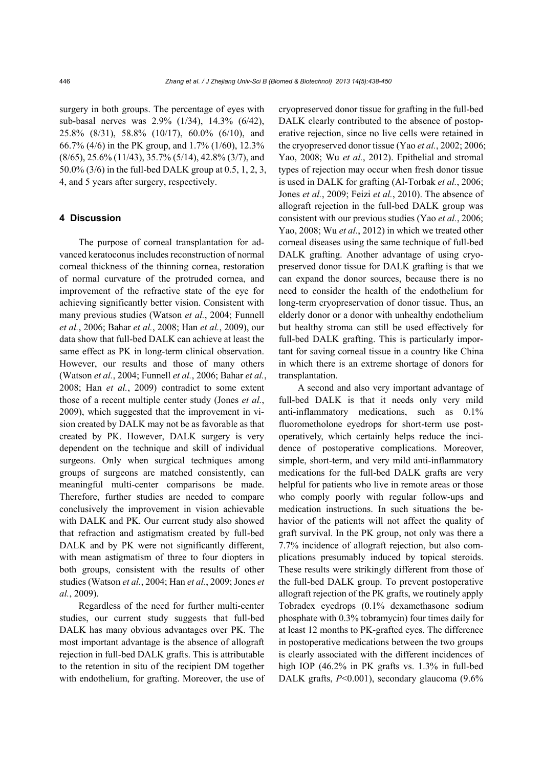surgery in both groups. The percentage of eyes with sub-basal nerves was 2.9% (1/34), 14.3% (6/42), 25.8% (8/31), 58.8% (10/17), 60.0% (6/10), and 66.7% (4/6) in the PK group, and 1.7% (1/60), 12.3% (8/65), 25.6% (11/43), 35.7% (5/14), 42.8% (3/7), and 50.0% (3/6) in the full-bed DALK group at 0.5, 1, 2, 3, 4, and 5 years after surgery, respectively.

## 4 Discussion

The purpose of corneal transplantation for advanced keratoconus includes reconstruction of normal corneal thickness of the thinning cornea, restoration of normal curvature of the protruded cornea, and improvement of the refractive state of the eye for achieving significantly better vision. Consistent with many previous studies (Watson *et al.*, 2004; Funnell *et al.*, 2006; Bahar *et al.*, 2008; Han *et al.*, 2009), our data show that full-bed DALK can achieve at least the same effect as PK in long-term clinical observation. However, our results and those of many others (Watson *et al.*, 2004; Funnell *et al.*, 2006; Bahar *et al.*, 2008; Han *et al.*, 2009) contradict to some extent those of a recent multiple center study (Jones *et al.*, 2009), which suggested that the improvement in vision created by DALK may not be as favorable as that created by PK. However, DALK surgery is very dependent on the technique and skill of individual surgeons. Only when surgical techniques among groups of surgeons are matched consistently, can meaningful multi-center comparisons be made. Therefore, further studies are needed to compare conclusively the improvement in vision achievable with DALK and PK. Our current study also showed that refraction and astigmatism created by full-bed DALK and by PK were not significantly different, with mean astigmatism of three to four diopters in both groups, consistent with the results of other studies (Watson *et al.*, 2004; Han *et al.*, 2009; Jones *et al.*, 2009).

Regardless of the need for further multi-center studies, our current study suggests that full-bed DALK has many obvious advantages over PK. The most important advantage is the absence of allograft rejection in full-bed DALK grafts. This is attributable to the retention in situ of the recipient DM together with endothelium, for grafting. Moreover, the use of cryopreserved donor tissue for grafting in the full-bed DALK clearly contributed to the absence of postoperative rejection, since no live cells were retained in the cryopreserved donor tissue (Yao *et al.*, 2002; 2006; Yao, 2008; Wu *et al.*, 2012). Epithelial and stromal types of rejection may occur when fresh donor tissue is used in DALK for grafting (Al-Torbak *et al.*, 2006; Jones *et al.*, 2009; Feizi *et al.*, 2010). The absence of allograft rejection in the full-bed DALK group was consistent with our previous studies (Yao *et al.*, 2006; Yao, 2008; Wu *et al.*, 2012) in which we treated other corneal diseases using the same technique of full-bed DALK grafting. Another advantage of using cryopreserved donor tissue for DALK grafting is that we can expand the donor sources, because there is no need to consider the health of the endothelium for long-term cryopreservation of donor tissue. Thus, an elderly donor or a donor with unhealthy endothelium but healthy stroma can still be used effectively for full-bed DALK grafting. This is particularly important for saving corneal tissue in a country like China in which there is an extreme shortage of donors for transplantation.

A second and also very important advantage of full-bed DALK is that it needs only very mild anti-inflammatory medications, such as 0.1% fluorometholone eyedrops for short-term use postoperatively, which certainly helps reduce the incidence of postoperative complications. Moreover, simple, short-term, and very mild anti-inflammatory medications for the full-bed DALK grafts are very helpful for patients who live in remote areas or those who comply poorly with regular follow-ups and medication instructions. In such situations the behavior of the patients will not affect the quality of graft survival. In the PK group, not only was there a 7.7% incidence of allograft rejection, but also complications presumably induced by topical steroids. These results were strikingly different from those of the full-bed DALK group. To prevent postoperative allograft rejection of the PK grafts, we routinely apply Tobradex eyedrops (0.1% dexamethasone sodium phosphate with 0.3% tobramycin) four times daily for at least 12 months to PK-grafted eyes. The difference in postoperative medications between the two groups is clearly associated with the different incidences of high IOP (46.2% in PK grafts vs. 1.3% in full-bed DALK grafts, $P<0.001$), secondary glaucoma (9.6%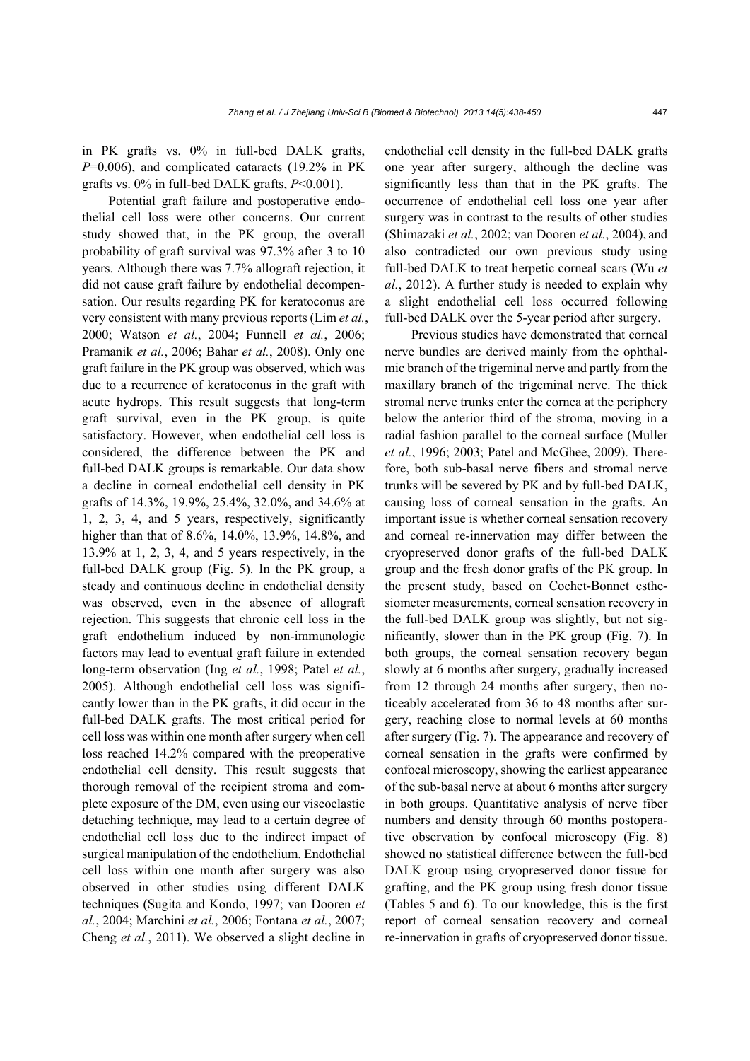in PK grafts vs. 0% in full-bed DALK grafts, $P=0.006$), and complicated cataracts (19.2% in PK grafts vs. 0% in full-bed DALK grafts, $P<0.001$).

Potential graft failure and postoperative endothelial cell loss were other concerns. Our current study showed that, in the PK group, the overall probability of graft survival was 97.3% after 3 to 10 years. Although there was 7.7% allograft rejection, it did not cause graft failure by endothelial decompensation. Our results regarding PK for keratoconus are very consistent with many previous reports (Lim *et al.*, 2000; Watson *et al.*, 2004; Funnell *et al.*, 2006; Pramanik *et al.*, 2006; Bahar *et al.*, 2008). Only one graft failure in the PK group was observed, which was due to a recurrence of keratoconus in the graft with acute hydrops. This result suggests that long-term graft survival, even in the PK group, is quite satisfactory. However, when endothelial cell loss is considered, the difference between the PK and full-bed DALK groups is remarkable. Our data show a decline in corneal endothelial cell density in PK grafts of 14.3%, 19.9%, 25.4%, 32.0%, and 34.6% at 1, 2, 3, 4, and 5 years, respectively, significantly higher than that of 8.6%, 14.0%, 13.9%, 14.8%, and 13.9% at 1, 2, 3, 4, and 5 years respectively, in the full-bed DALK group (Fig. 5). In the PK group, a steady and continuous decline in endothelial density was observed, even in the absence of allograft rejection. This suggests that chronic cell loss in the graft endothelium induced by non-immunologic factors may lead to eventual graft failure in extended long-term observation (Ing *et al.*, 1998; Patel *et al.*, 2005). Although endothelial cell loss was significantly lower than in the PK grafts, it did occur in the full-bed DALK grafts. The most critical period for cell loss was within one month after surgery when cell loss reached 14.2% compared with the preoperative endothelial cell density. This result suggests that thorough removal of the recipient stroma and complete exposure of the DM, even using our viscoelastic detaching technique, may lead to a certain degree of endothelial cell loss due to the indirect impact of surgical manipulation of the endothelium. Endothelial cell loss within one month after surgery was also observed in other studies using different DALK techniques (Sugita and Kondo, 1997; van Dooren *et al.*, 2004; Marchini *et al.*, 2006; Fontana *et al.*, 2007; Cheng *et al.*, 2011). We observed a slight decline in endothelial cell density in the full-bed DALK grafts one year after surgery, although the decline was significantly less than that in the PK grafts. The occurrence of endothelial cell loss one year after surgery was in contrast to the results of other studies (Shimazaki *et al.*, 2002; van Dooren *et al.*, 2004), and also contradicted our own previous study using full-bed DALK to treat herpetic corneal scars (Wu *et al.*, 2012). A further study is needed to explain why a slight endothelial cell loss occurred following full-bed DALK over the 5-year period after surgery.

Previous studies have demonstrated that corneal nerve bundles are derived mainly from the ophthalmic branch of the trigeminal nerve and partly from the maxillary branch of the trigeminal nerve. The thick stromal nerve trunks enter the cornea at the periphery below the anterior third of the stroma, moving in a radial fashion parallel to the corneal surface (Muller *et al.*, 1996; 2003; Patel and McGhee, 2009). Therefore, both sub-basal nerve fibers and stromal nerve trunks will be severed by PK and by full-bed DALK, causing loss of corneal sensation in the grafts. An important issue is whether corneal sensation recovery and corneal re-innervation may differ between the cryopreserved donor grafts of the full-bed DALK group and the fresh donor grafts of the PK group. In the present study, based on Cochet-Bonnet esthesiometer measurements, corneal sensation recovery in the full-bed DALK group was slightly, but not significantly, slower than in the PK group (Fig. 7). In both groups, the corneal sensation recovery began slowly at 6 months after surgery, gradually increased from 12 through 24 months after surgery, then noticeably accelerated from 36 to 48 months after surgery, reaching close to normal levels at 60 months after surgery (Fig. 7). The appearance and recovery of corneal sensation in the grafts were confirmed by confocal microscopy, showing the earliest appearance of the sub-basal nerve at about 6 months after surgery in both groups. Quantitative analysis of nerve fiber numbers and density through 60 months postoperative observation by confocal microscopy (Fig. 8) showed no statistical difference between the full-bed DALK group using cryopreserved donor tissue for grafting, and the PK group using fresh donor tissue (Tables 5 and 6). To our knowledge, this is the first report of corneal sensation recovery and corneal re-innervation in grafts of cryopreserved donor tissue.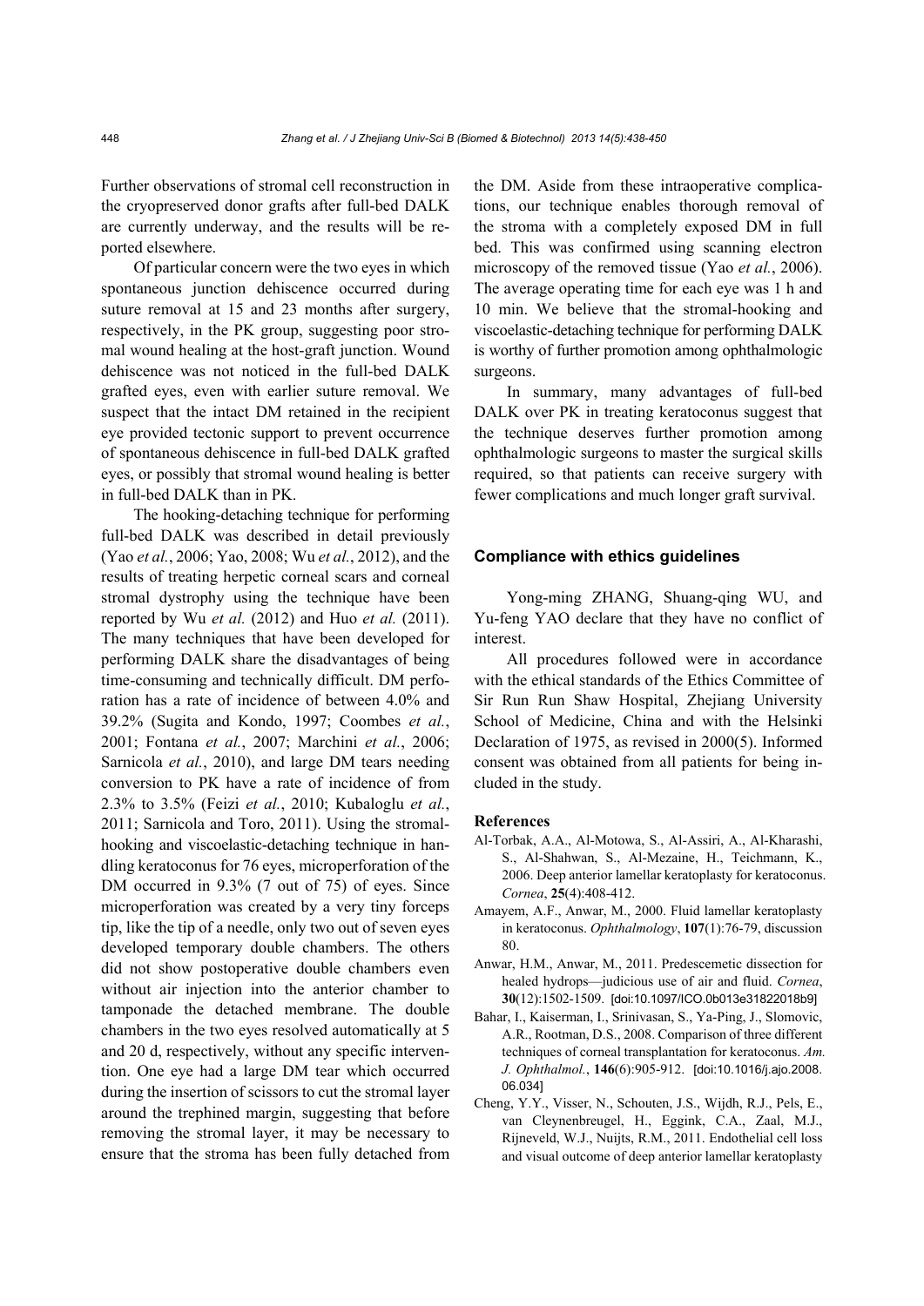Further observations of stromal cell reconstruction in the cryopreserved donor grafts after full-bed DALK are currently underway, and the results will be reported elsewhere.

Of particular concern were the two eyes in which spontaneous junction dehiscence occurred during suture removal at 15 and 23 months after surgery, respectively, in the PK group, suggesting poor stromal wound healing at the host-graft junction. Wound dehiscence was not noticed in the full-bed DALK grafted eyes, even with earlier suture removal. We suspect that the intact DM retained in the recipient eye provided tectonic support to prevent occurrence of spontaneous dehiscence in full-bed DALK grafted eyes, or possibly that stromal wound healing is better in full-bed DALK than in PK.

The hooking-detaching technique for performing full-bed DALK was described in detail previously (Yao *et al.*, 2006; Yao, 2008; Wu *et al.*, 2012), and the results of treating herpetic corneal scars and corneal stromal dystrophy using the technique have been reported by Wu *et al.* (2012) and Huo *et al.* (2011). The many techniques that have been developed for performing DALK share the disadvantages of being time-consuming and technically difficult. DM perforation has a rate of incidence of between 4.0% and 39.2% (Sugita and Kondo, 1997; Coombes *et al.*, 2001; Fontana *et al.*, 2007; Marchini *et al.*, 2006; Sarnicola *et al.*, 2010), and large DM tears needing conversion to PK have a rate of incidence of from 2.3% to 3.5% (Feizi *et al.*, 2010; Kubaloglu *et al.*, 2011; Sarnicola and Toro, 2011). Using the stromal-hooking and viscoelastic-detaching technique in handling keratoconus for 76 eyes, microperforation of the DM occurred in 9.3% (7 out of 75) of eyes. Since microperforation was created by a very tiny forceps tip, like the tip of a needle, only two out of seven eyes developed temporary double chambers. The others did not show postoperative double chambers even without air injection into the anterior chamber to tamponade the detached membrane. The double chambers in the two eyes resolved automatically at 5 and 20 d, respectively, without any specific intervention. One eye had a large DM tear which occurred during the insertion of scissors to cut the stromal layer around the trephined margin, suggesting that before removing the stromal layer, it may be necessary to ensure that the stroma has been fully detached from the DM. Aside from these intraoperative complications, our technique enables thorough removal of the stroma with a completely exposed DM in full bed. This was confirmed using scanning electron microscopy of the removed tissue (Yao *et al.*, 2006). The average operating time for each eye was 1 h and 10 min. We believe that the stromal-hooking and viscoelastic-detaching technique for performing DALK is worthy of further promotion among ophthalmologic surgeons.

In summary, many advantages of full-bed DALK over PK in treating keratoconus suggest that the technique deserves further promotion among ophthalmologic surgeons to master the surgical skills required, so that patients can receive surgery with fewer complications and much longer graft survival.

## Compliance with ethics guidelines

Yong-ming ZHANG, Shuang-qing WU, and Yu-feng YAO declare that they have no conflict of interest.

All procedures followed were in accordance with the ethical standards of the Ethics Committee of Sir Run Run Shaw Hospital, Zhejiang University School of Medicine, China and with the Helsinki Declaration of 1975, as revised in 2000(5). Informed consent was obtained from all patients for being included in the study.

## References

Al-Torbak, A.A., Al-Motowa, S., Al-Assiri, A., Al-Kharashi, S., Al-Shahwan, S., Al-Mezaine, H., Teichmann, K., 2006. Deep anterior lamellar keratoplasty for keratoconus. *Cornea*, **25**(4):408-412.

Amayem, A.F., Anwar, M., 2000. Fluid lamellar keratoplasty in keratoconus. *Ophthalmology*, **107**(1):76-79, discussion 80.

Anwar, H.M., Anwar, M., 2011. Predescemetic dissection for healed hydrops—judicious use of air and fluid. *Cornea*, **30**(12):1502-1509. [doi:10.1097/ICO.0b013e31822018b9]

Bahar, I., Kaiserman, I., Srinivasan, S., Ya-Ping, J., Slomovic, A.R., Rootman, D.S., 2008. Comparison of three different techniques of corneal transplantation for keratoconus. *Am. J. Ophthalmol.*, **146**(6):905-912. [doi:10.1016/j.ajo.2008.06.034]

Cheng, Y.Y., Visser, N., Schouten, J.S., Wijdh, R.J., Pels, E., van Cleynenbreugel, H., Eggink, C.A., Zaal, M.J., Rijneveld, W.J., Nuijts, R.M., 2011. Endothelial cell loss and visual outcome of deep anterior lamellar keratoplasty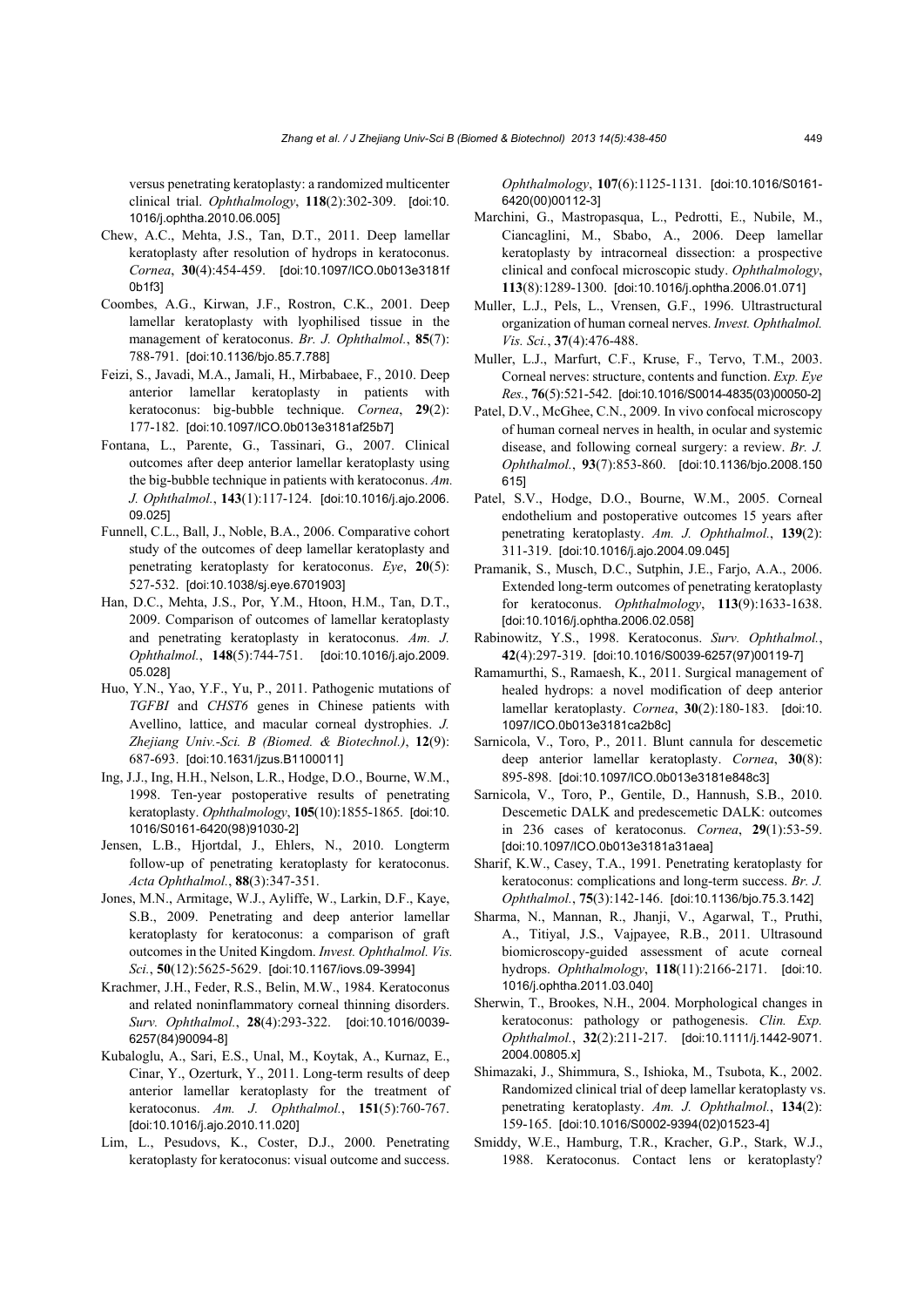versus penetrating keratoplasty: a randomized multicenter clinical trial. *Ophthalmology*, **118**(2):302-309. [doi:10.1016/j.ophtha.2010.06.005]

Chew, A.C., Mehta, J.S., Tan, D.T., 2011. Deep lamellar keratoplasty after resolution of hydrops in keratoconus. *Cornea*, **30**(4):454-459. [doi:10.1097/ICO.0b013e3181f0b1f3]

Coombes, A.G., Kirwan, J.F., Rostron, C.K., 2001. Deep lamellar keratoplasty with lyophilised tissue in the management of keratoconus. *Br. J. Ophthalmol.*, **85**(7):788-791. [doi:10.1136/bjo.85.7.788]

Feizi, S., Javadi, M.A., Jamali, H., Mirbabaee, F., 2010. Deep anterior lamellar keratoplasty in patients with keratoconus: big-bubble technique. *Cornea*, **29**(2):177-182. [doi:10.1097/ICO.0b013e3181af25b7]

Fontana, L., Parente, G., Tassinari, G., 2007. Clinical outcomes after deep anterior lamellar keratoplasty using the big-bubble technique in patients with keratoconus. *Am. J. Ophthalmol.*, **143**(1):117-124. [doi:10.1016/j.ajo.2006.09.025]

Funnell, C.L., Ball, J., Noble, B.A., 2006. Comparative cohort study of the outcomes of deep lamellar keratoplasty and penetrating keratoplasty for keratoconus. *Eye*, **20**(5):527-532. [doi:10.1038/sj.eye.6701903]

Han, D.C., Mehta, J.S., Por, Y.M., Htoon, H.M., Tan, D.T., 2009. Comparison of outcomes of lamellar keratoplasty and penetrating keratoplasty in keratoconus. *Am. J. Ophthalmol.*, **148**(5):744-751. [doi:10.1016/j.ajo.2009.05.028]

Huo, Y.N., Yao, Y.F., Yu, P., 2011. Pathogenic mutations of *TGFBI* and *CHST6* genes in Chinese patients with Avellino, lattice, and macular corneal dystrophies. *J. Zhejiang Univ.-Sci. B (Biomed. & Biotechnol.)*, **12**(9):687-693. [doi:10.1631/jzus.B1100011]

Ing, J.J., Ing, H.H., Nelson, L.R., Hodge, D.O., Bourne, W.M., 1998. Ten-year postoperative results of penetrating keratoplasty. *Ophthalmology*, **105**(10):1855-1865. [doi:10.1016/S0161-6420(98)91030-2]

Jensen, L.B., Hjortdal, J., Ehlers, N., 2010. Longterm follow-up of penetrating keratoplasty for keratoconus. *Acta Ophthalmol.*, **88**(3):347-351.

Jones, M.N., Armitage, W.J., Ayliffe, W., Larkin, D.F., Kaye, S.B., 2009. Penetrating and deep anterior lamellar keratoplasty for keratoconus: a comparison of graft outcomes in the United Kingdom. *Invest. Ophthalmol. Vis. Sci.*, **50**(12):5625-5629. [doi:10.1167/iovs.09-3994]

Krachmer, J.H., Feder, R.S., Belin, M.W., 1984. Keratoconus and related noninflammatory corneal thinning disorders. *Surv. Ophthalmol.*, **28**(4):293-322. [doi:10.1016/0039-6257(84)90094-8]

Kubaloglu, A., Sari, E.S., Unal, M., Koytak, A., Kurnaz, E., Cinar, Y., Ozerturk, Y., 2011. Long-term results of deep anterior lamellar keratoplasty for the treatment of keratoconus. *Am. J. Ophthalmol.*, **151**(5):760-767. [doi:10.1016/j.ajo.2010.11.020]

Lim, L., Pesudovs, K., Coster, D.J., 2000. Penetrating keratoplasty for keratoconus: visual outcome and success. *Ophthalmology*, **107**(6):1125-1131. [doi:10.1016/S0161-6420(00)00112-3]

Marchini, G., Mastropasqua, L., Pedrotti, E., Nubile, M., Ciancaglini, M., Sbabo, A., 2006. Deep lamellar keratoplasty by intracorneal dissection: a prospective clinical and confocal microscopic study. *Ophthalmology*, **113**(8):1289-1300. [doi:10.1016/j.ophtha.2006.01.071]

Muller, L.J., Pels, L., Vrensen, G.F., 1996. Ultrastructural organization of human corneal nerves. *Invest. Ophthalmol. Vis. Sci.*, **37**(4):476-488.

Muller, L.J., Marfurt, C.F., Kruse, F., Tervo, T.M., 2003. Corneal nerves: structure, contents and function. *Exp. Eye Res.*, **76**(5):521-542. [doi:10.1016/S0014-4835(03)00050-2]

Patel, D.V., McGhee, C.N., 2009. In vivo confocal microscopy of human corneal nerves in health, in ocular and systemic disease, and following corneal surgery: a review. *Br. J. Ophthalmol.*, **93**(7):853-860. [doi:10.1136/bjo.2008.150615]

Patel, S.V., Hodge, D.O., Bourne, W.M., 2005. Corneal endothelium and postoperative outcomes 15 years after penetrating keratoplasty. *Am. J. Ophthalmol.*, **139**(2):311-319. [doi:10.1016/j.ajo.2004.09.045]

Pramanik, S., Musch, D.C., Sutphin, J.E., Farjo, A.A., 2006. Extended long-term outcomes of penetrating keratoplasty for keratoconus. *Ophthalmology*, **113**(9):1633-1638. [doi:10.1016/j.ophtha.2006.02.058]

Rabinowitz, Y.S., 1998. Keratoconus. *Surv. Ophthalmol.*, **42**(4):297-319. [doi:10.1016/S0039-6257(97)00119-7]

Ramamurthi, S., Ramaesh, K., 2011. Surgical management of healed hydrops: a novel modification of deep anterior lamellar keratoplasty. *Cornea*, **30**(2):180-183. [doi:10.1097/ICO.0b013e3181ca2b8c]

Sarnicola, V., Toro, P., 2011. Blunt cannula for descemetic deep anterior lamellar keratoplasty. *Cornea*, **30**(8):895-898. [doi:10.1097/ICO.0b013e3181e848c3]

Sarnicola, V., Toro, P., Gentile, D., Hannush, S.B., 2010. Descemetic DALK and predescemetic DALK: outcomes in 236 cases of keratoconus. *Cornea*, **29**(1):53-59. [doi:10.1097/ICO.0b013e3181a31aea]

Sharif, K.W., Casey, T.A., 1991. Penetrating keratoplasty for keratoconus: complications and long-term success. *Br. J. Ophthalmol.*, **75**(3):142-146. [doi:10.1136/bjo.75.3.142]

Sharma, N., Mannan, R., Jhanji, V., Agarwal, T., Pruthi, A., Titiyal, J.S., Vajpayee, R.B., 2011. Ultrasound biomicroscopy-guided assessment of acute corneal hydrops. *Ophthalmology*, **118**(11):2166-2171. [doi:10.1016/j.ophtha.2011.03.040]

Sherwin, T., Brookes, N.H., 2004. Morphological changes in keratoconus: pathology or pathogenesis. *Clin. Exp. Ophthalmol.*, **32**(2):211-217. [doi:10.1111/j.1442-9071.2004.00805.x]

Shimazaki, J., Shimmura, S., Ishioka, M., Tsubota, K., 2002. Randomized clinical trial of deep lamellar keratoplasty vs. penetrating keratoplasty. *Am. J. Ophthalmol.*, **134**(2):159-165. [doi:10.1016/S0002-9394(02)01523-4]

Smiddy, W.E., Hamburg, T.R., Kracher, G.P., Stark, W.J., 1988. Keratoconus. Contact lens or keratoplasty?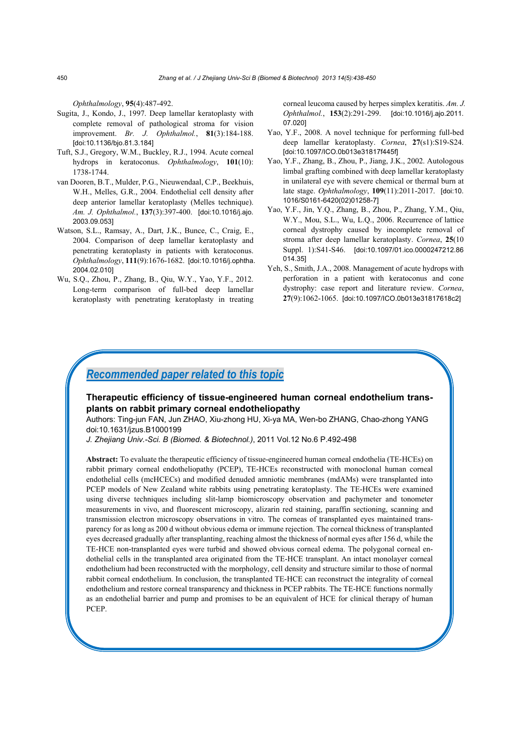*Ophthalmology*, **95**(4):487-492.

Sugita, J., Kondo, J., 1997. Deep lamellar keratoplasty with complete removal of pathological stroma for vision improvement. *Br. J. Ophthalmol.*, **81**(3):184-188. [doi:10.1136/bjo.81.3.184]

Tuft, S.J., Gregory, W.M., Buckley, R.J., 1994. Acute corneal hydrops in keratoconus. *Ophthalmology*, **101**(10): 1738-1744.

van Dooren, B.T., Mulder, P.G., Nieuwendaal, C.P., Beekhuis, W.H., Melles, G.R., 2004. Endothelial cell density after deep anterior lamellar keratoplasty (Melles technique). *Am. J. Ophthalmol.*, **137**(3):397-400. [doi:10.1016/j.ajo.2003.09.053]

Watson, S.L., Ramsay, A., Dart, J.K., Bunce, C., Craig, E., 2004. Comparison of deep lamellar keratoplasty and penetrating keratoplasty in patients with keratoconus. *Ophthalmology*, **111**(9):1676-1682. [doi:10.1016/j.ophtha.2004.02.010]

Wu, S.Q., Zhou, P., Zhang, B., Qiu, W.Y., Yao, Y.F., 2012. Long-term comparison of full-bed deep lamellar keratoplasty with penetrating keratoplasty in treating corneal leucoma caused by herpes simplex keratitis. *Am. J. Ophthalmol.*, **153**(2):291-299. [doi:10.1016/j.ajo.2011.07.020]

Yao, Y.F., 2008. A novel technique for performing full-bed deep lamellar keratoplasty. *Cornea*, **27**(s1):S19-S24. [doi:10.1097/ICO.0b013e31817f445f]

Yao, Y.F., Zhang, B., Zhou, P., Jiang, J.K., 2002. Autologous limbal grafting combined with deep lamellar keratoplasty in unilateral eye with severe chemical or thermal burn at late stage. *Ophthalmology*, **109**(11):2011-2017. [doi:10.1016/S0161-6420(02)01258-7]

Yao, Y.F., Jin, Y.Q., Zhang, B., Zhou, P., Zhang, Y.M., Qiu, W.Y., Mou, S.L., Wu, L.Q., 2006. Recurrence of lattice corneal dystrophy caused by incomplete removal of stroma after deep lamellar keratoplasty. *Cornea*, **25**(10 Suppl. 1):S41-S46. [doi:10.1097/01.ico.0000247212.86014.35]

Yeh, S., Smith, J.A., 2008. Management of acute hydrops with perforation in a patient with keratoconus and cone dystrophy: case report and literature review. *Cornea*, **27**(9):1062-1065. [doi:10.1097/ICO.0b013e31817618c2]

## *Recommended paper related to this topic*

**Therapeutic efficiency of tissue-engineered human corneal endothelium transplants on rabbit primary corneal endotheliopathy**

Authors: Ting-jun FAN, Jun ZHAO, Xiu-zhong HU, Xi-ya MA, Wen-bo ZHANG, Chao-zhong YANG

doi:10.1631/jzus.B1000199

*J. Zhejiang Univ.-Sci. B (Biomed. & Biotechnol.)*, 2011 Vol.12 No.6 P.492-498

**Abstract:** To evaluate the therapeutic efficiency of tissue-engineered human corneal endothelia (TE-HCEs) on rabbit primary corneal endotheliopathy (PCEP), TE-HCEs reconstructed with monoclonal human corneal endothelial cells (mcHCECs) and modified denuded amniotic membranes (mdAMs) were transplanted into PCEP models of New Zealand white rabbits using penetrating keratoplasty. The TE-HCEs were examined using diverse techniques including slit-lamp biomicroscopy observation and pachymeter and tonometer measurements in vivo, and fluorescent microscopy, alizarin red staining, paraffin sectioning, scanning and transmission electron microscopy observations in vitro. The corneas of transplanted eyes maintained transparency for as long as 200 d without obvious edema or immune rejection. The corneal thickness of transplanted eyes decreased gradually after transplanting, reaching almost the thickness of normal eyes after 156 d, while the TE-HCE non-transplanted eyes were turbid and showed obvious corneal edema. The polygonal corneal endothelial cells in the transplanted area originated from the TE-HCE transplant. An intact monolayer corneal endothelium had been reconstructed with the morphology, cell density and structure similar to those of normal rabbit corneal endothelium. In conclusion, the transplanted TE-HCE can reconstruct the integrity of corneal endothelium and restore corneal transparency and thickness in PCEP rabbits. The TE-HCE functions normally as an endothelial barrier and pump and promises to be an equivalent of HCE for clinical therapy of human PCEP.